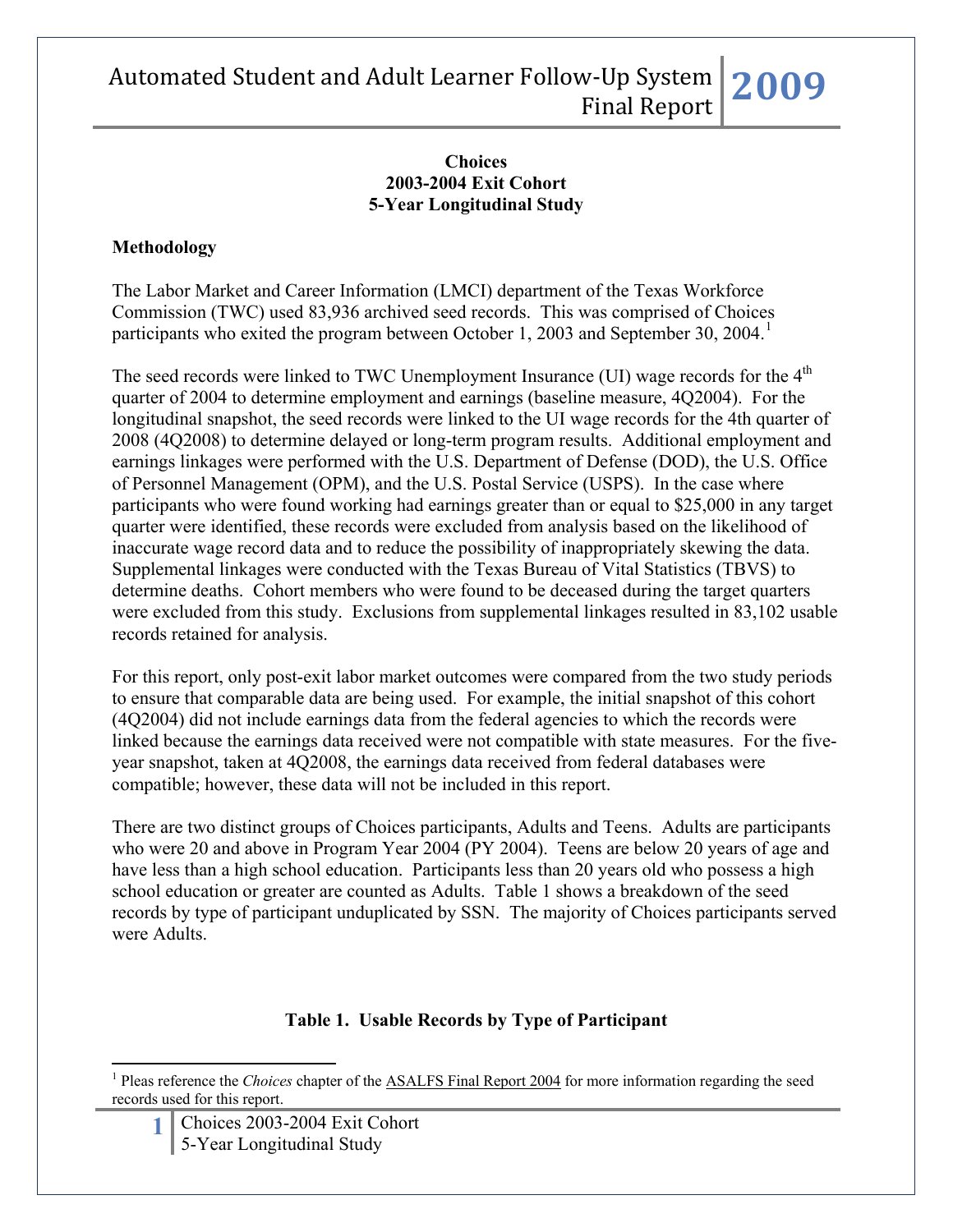## Choices
## 2003-2004 Exit Cohort
## 5-Year Longitudinal Study

### Methodology

The Labor Market and Career Information (LMCI) department of the Texas Workforce Commission (TWC) used 83,936 archived seed records. This was comprised of Choices participants who exited the program between October 1, 2003 and September 30, 2004.[1]

The seed records were linked to TWC Unemployment Insurance (UI) wage records for the 4th quarter of 2004 to determine employment and earnings (baseline measure, 4Q2004). For the longitudinal snapshot, the seed records were linked to the UI wage records for the 4th quarter of 2008 (4Q2008) to determine delayed or long-term program results. Additional employment and earnings linkages were performed with the U.S. Department of Defense (DOD), the U.S. Office of Personnel Management (OPM), and the U.S. Postal Service (USPS). In the case where participants who were found working had earnings greater than or equal to $25,000 in any target quarter were identified, these records were excluded from analysis based on the likelihood of inaccurate wage record data and to reduce the possibility of inappropriately skewing the data. Supplemental linkages were conducted with the Texas Bureau of Vital Statistics (TBVS) to determine deaths. Cohort members who were found to be deceased during the target quarters were excluded from this study. Exclusions from supplemental linkages resulted in 83,102 usable records retained for analysis.

For this report, only post-exit labor market outcomes were compared from the two study periods to ensure that comparable data are being used. For example, the initial snapshot of this cohort (4Q2004) did not include earnings data from the federal agencies to which the records were linked because the earnings data received were not compatible with state measures. For the five-year snapshot, taken at 4Q2008, the earnings data received from federal databases were compatible; however, these data will not be included in this report.

There are two distinct groups of Choices participants, Adults and Teens. Adults are participants who were 20 and above in Program Year 2004 (PY 2004). Teens are below 20 years of age and have less than a high school education. Participants less than 20 years old who possess a high school education or greater are counted as Adults. Table 1 shows a breakdown of the seed records by type of participant unduplicated by SSN. The majority of Choices participants served were Adults.

**Table 1. Usable Records by Type of Participant**

[1] Pleas reference the *Choices* chapter of the ASALFS Final Report 2004 for more information regarding the seed records used for this report.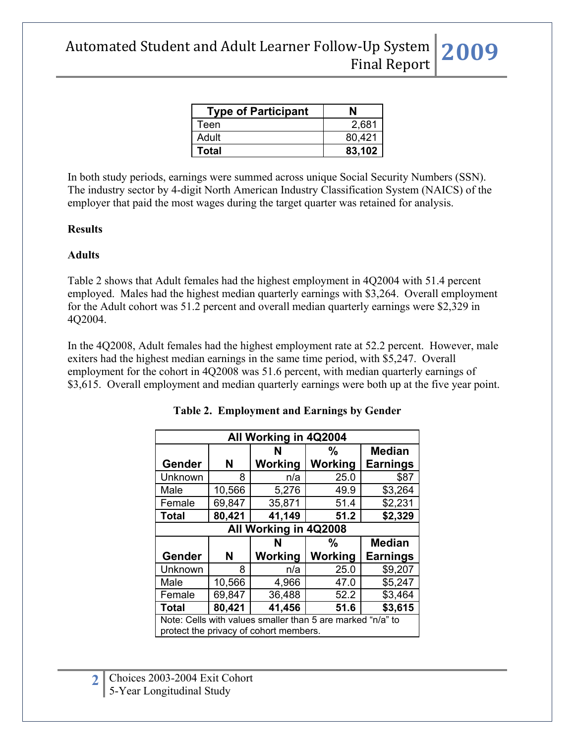| Type of Participant | N |
|---|---|
| Teen | 2,681 |
| Adult | 80,421 |
| **Total** | **83,102** |

In both study periods, earnings were summed across unique Social Security Numbers (SSN). The industry sector by 4-digit North American Industry Classification System (NAICS) of the employer that paid the most wages during the target quarter was retained for analysis.

**Results**

**Adults**

Table 2 shows that Adult females had the highest employment in 4Q2004 with 51.4 percent employed. Males had the highest median quarterly earnings with $3,264. Overall employment for the Adult cohort was 51.2 percent and overall median quarterly earnings were $2,329 in 4Q2004.

In the 4Q2008, Adult females had the highest employment rate at 52.2 percent. However, male exiters had the highest median earnings in the same time period, with $5,247. Overall employment for the cohort in 4Q2008 was 51.6 percent, with median quarterly earnings of $3,615. Overall employment and median quarterly earnings were both up at the five year point.

**Table 2. Employment and Earnings by Gender**

| All Working in 4Q2004 | | | | |
|---|---|---|---|---|
| **Gender** | **N** | **N Working** | **% Working** | **Median Earnings** |
| Unknown | 8 | n/a | 25.0 | $87 |
| Male | 10,566 | 5,276 | 49.9 | $3,264 |
| Female | 69,847 | 35,871 | 51.4 | $2,231 |
| **Total** | **80,421** | **41,149** | **51.2** | **$2,329** |
| **All Working in 4Q2008** | | | | |
| **Gender** | **N** | **N Working** | **% Working** | **Median Earnings** |
| Unknown | 8 | n/a | 25.0 | $9,207 |
| Male | 10,566 | 4,966 | 47.0 | $5,247 |
| Female | 69,847 | 36,488 | 52.2 | $3,464 |
| **Total** | **80,421** | **41,456** | **51.6** | **$3,615** |
| Note: Cells with values smaller than 5 are marked "n/a" to protect the privacy of cohort members. | | | | |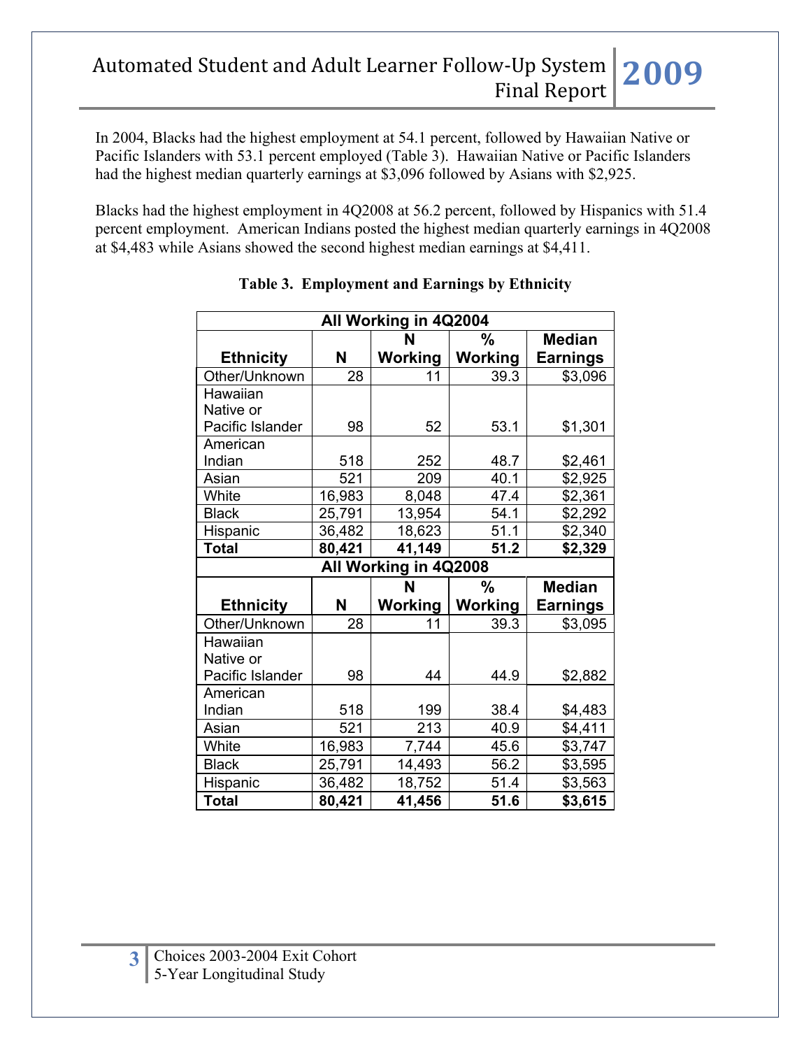In 2004, Blacks had the highest employment at 54.1 percent, followed by Hawaiian Native or Pacific Islanders with 53.1 percent employed (Table 3). Hawaiian Native or Pacific Islanders had the highest median quarterly earnings at $3,096 followed by Asians with $2,925.

Blacks had the highest employment in 4Q2008 at 56.2 percent, followed by Hispanics with 51.4 percent employment. American Indians posted the highest median quarterly earnings in 4Q2008 at $4,483 while Asians showed the second highest median earnings at $4,411.

**Table 3. Employment and Earnings by Ethnicity**

| All Working in 4Q2004 | | | | |
|---|---|---|---|---|
| **Ethnicity** | **N** | **N Working** | **% Working** | **Median Earnings** |
| Other/Unknown | 28 | 11 | 39.3 | $3,096 |
| Hawaiian Native or Pacific Islander | 98 | 52 | 53.1 | $1,301 |
| American Indian | 518 | 252 | 48.7 | $2,461 |
| Asian | 521 | 209 | 40.1 | $2,925 |
| White | 16,983 | 8,048 | 47.4 | $2,361 |
| Black | 25,791 | 13,954 | 54.1 | $2,292 |
| Hispanic | 36,482 | 18,623 | 51.1 | $2,340 |
| **Total** | **80,421** | **41,149** | **51.2** | **$2,329** |
| **All Working in 4Q2008** | | | | |
| **Ethnicity** | **N** | **N Working** | **% Working** | **Median Earnings** |
| Other/Unknown | 28 | 11 | 39.3 | $3,095 |
| Hawaiian Native or Pacific Islander | 98 | 44 | 44.9 | $2,882 |
| American Indian | 518 | 199 | 38.4 | $4,483 |
| Asian | 521 | 213 | 40.9 | $4,411 |
| White | 16,983 | 7,744 | 45.6 | $3,747 |
| Black | 25,791 | 14,493 | 56.2 | $3,595 |
| Hispanic | 36,482 | 18,752 | 51.4 | $3,563 |
| **Total** | **80,421** | **41,456** | **51.6** | **$3,615** |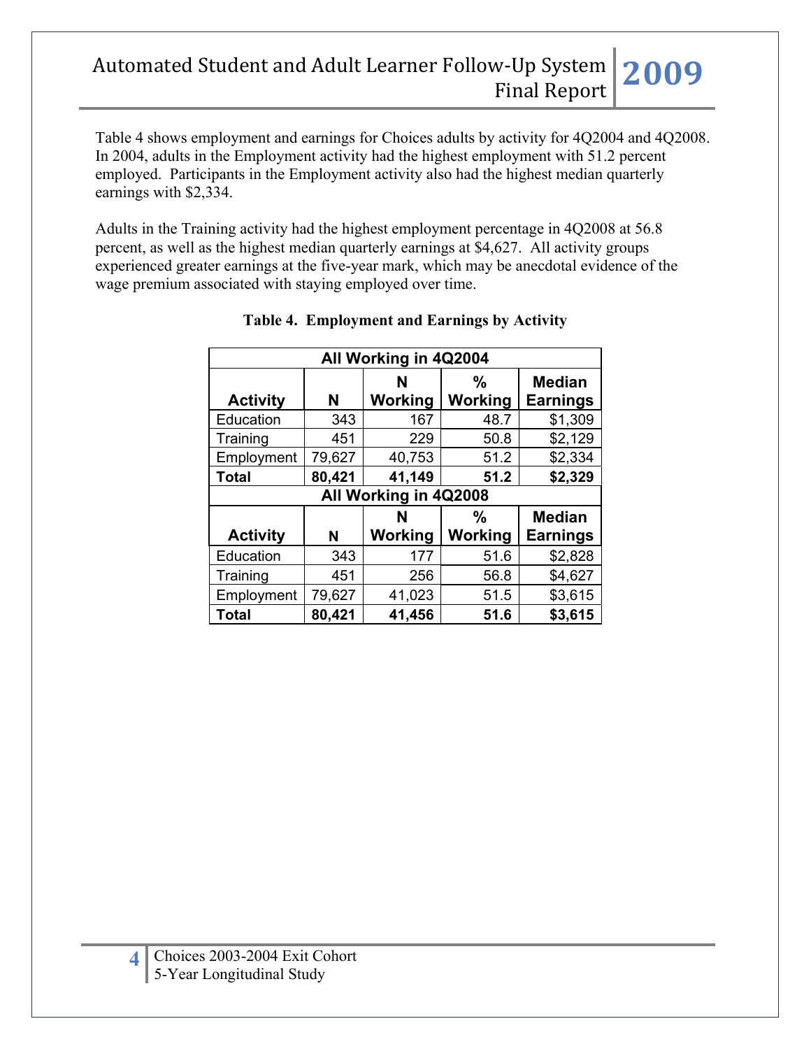Table 4 shows employment and earnings for Choices adults by activity for 4Q2004 and 4Q2008. In 2004, adults in the Employment activity had the highest employment with 51.2 percent employed. Participants in the Employment activity also had the highest median quarterly earnings with $2,334.

Adults in the Training activity had the highest employment percentage in 4Q2008 at 56.8 percent, as well as the highest median quarterly earnings at $4,627. All activity groups experienced greater earnings at the five-year mark, which may be anecdotal evidence of the wage premium associated with staying employed over time.

**Table 4. Employment and Earnings by Activity**

| All Working in 4Q2004 | | | | |
|---|---|---|---|---|
| **Activity** | **N** | **N Working** | **% Working** | **Median Earnings** |
| Education | 343 | 167 | 48.7 | $1,309 |
| Training | 451 | 229 | 50.8 | $2,129 |
| Employment | 79,627 | 40,753 | 51.2 | $2,334 |
| **Total** | **80,421** | **41,149** | **51.2** | **$2,329** |
| **All Working in 4Q2008** | | | | |
| **Activity** | **N** | **N Working** | **% Working** | **Median Earnings** |
| Education | 343 | 177 | 51.6 | $2,828 |
| Training | 451 | 256 | 56.8 | $4,627 |
| Employment | 79,627 | 41,023 | 51.5 | $3,615 |
| **Total** | **80,421** | **41,456** | **51.6** | **$3,615** |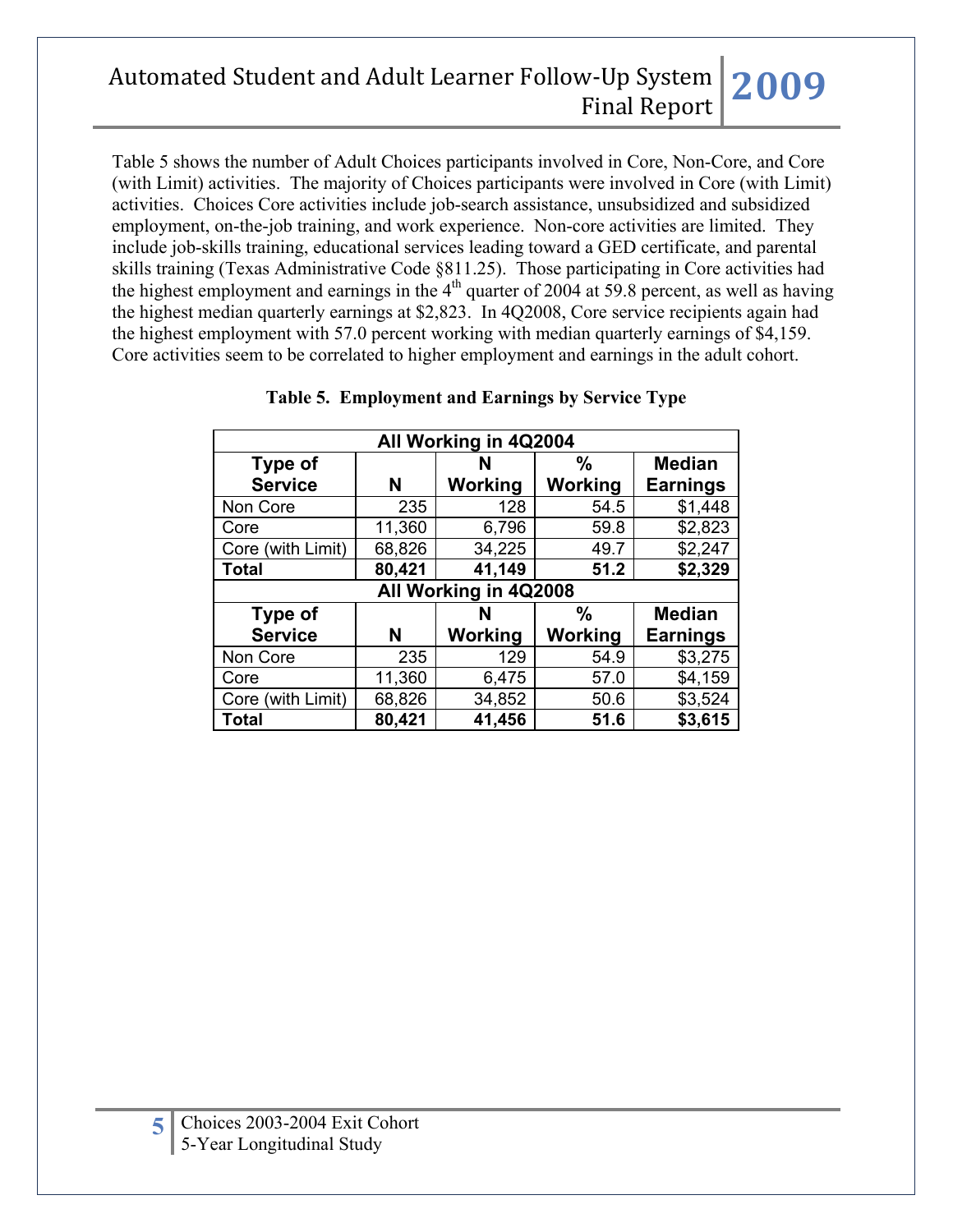Table 5 shows the number of Adult Choices participants involved in Core, Non-Core, and Core (with Limit) activities. The majority of Choices participants were involved in Core (with Limit) activities. Choices Core activities include job-search assistance, unsubsidized and subsidized employment, on-the-job training, and work experience. Non-core activities are limited. They include job-skills training, educational services leading toward a GED certificate, and parental skills training (Texas Administrative Code §811.25). Those participating in Core activities had the highest employment and earnings in the 4th quarter of 2004 at 59.8 percent, as well as having the highest median quarterly earnings at $2,823. In 4Q2008, Core service recipients again had the highest employment with 57.0 percent working with median quarterly earnings of $4,159. Core activities seem to be correlated to higher employment and earnings in the adult cohort.

**Table 5. Employment and Earnings by Service Type**

| All Working in 4Q2004 | | | | |
|---|---|---|---|---|
| **Type of Service** | **N** | **N Working** | **% Working** | **Median Earnings** |
| Non Core | 235 | 128 | 54.5 | $1,448 |
| Core | 11,360 | 6,796 | 59.8 | $2,823 |
| Core (with Limit) | 68,826 | 34,225 | 49.7 | $2,247 |
| **Total** | **80,421** | **41,149** | **51.2** | **$2,329** |
| **All Working in 4Q2008** | | | | |
| **Type of Service** | **N** | **N Working** | **% Working** | **Median Earnings** |
| Non Core | 235 | 129 | 54.9 | $3,275 |
| Core | 11,360 | 6,475 | 57.0 | $4,159 |
| Core (with Limit) | 68,826 | 34,852 | 50.6 | $3,524 |
| **Total** | **80,421** | **41,456** | **51.6** | **$3,615** |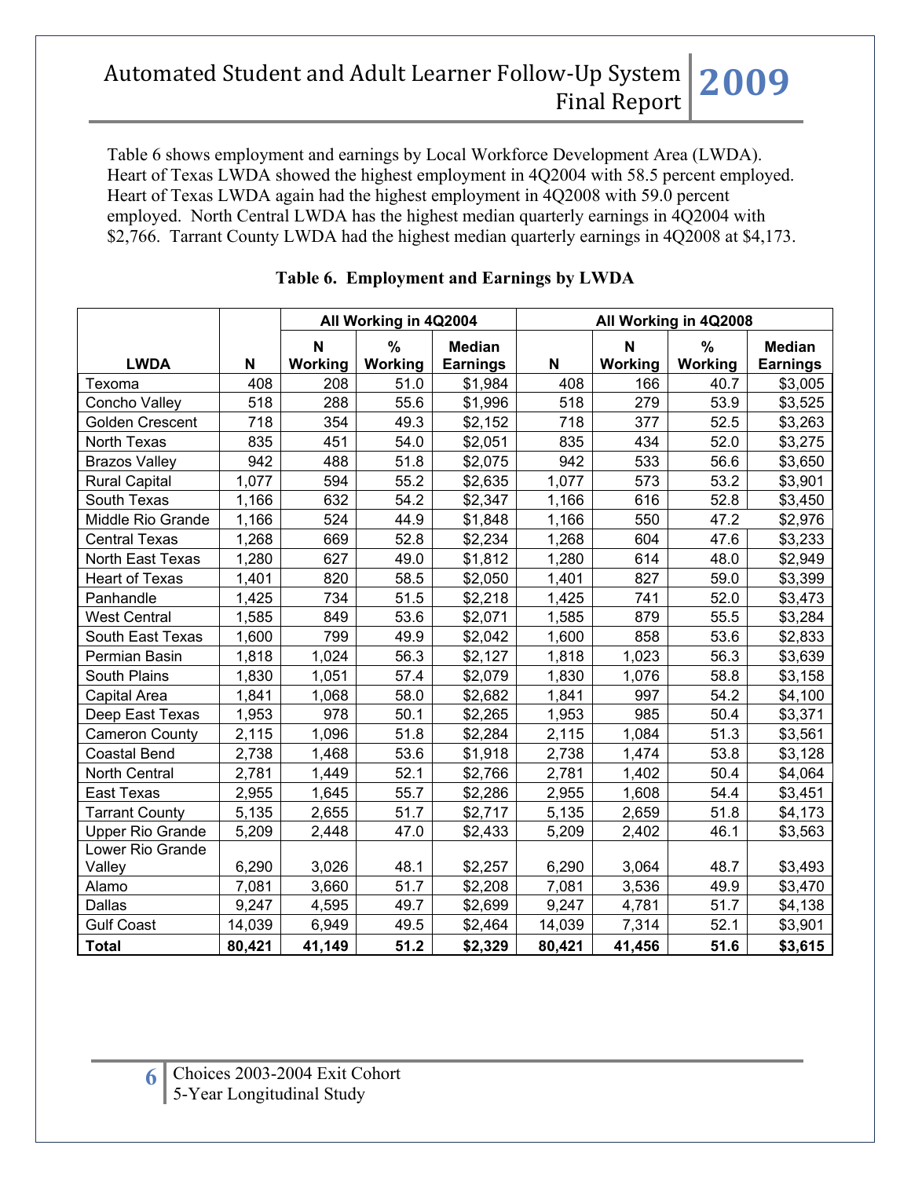Table 6 shows employment and earnings by Local Workforce Development Area (LWDA). Heart of Texas LWDA showed the highest employment in 4Q2004 with 58.5 percent employed. Heart of Texas LWDA again had the highest employment in 4Q2008 with 59.0 percent employed. North Central LWDA has the highest median quarterly earnings in 4Q2004 with $2,766. Tarrant County LWDA had the highest median quarterly earnings in 4Q2008 at $4,173.

**Table 6. Employment and Earnings by LWDA**

| | | All Working in 4Q2004 | | | All Working in 4Q2008 | | | |
|---|---|---|---|---|---|---|---|---|
| **LWDA** | **N** | **N Working** | **% Working** | **Median Earnings** | **N** | **N Working** | **% Working** | **Median Earnings** |
| Texoma | 408 | 208 | 51.0 | $1,984 | 408 | 166 | 40.7 | $3,005 |
| Concho Valley | 518 | 288 | 55.6 | $1,996 | 518 | 279 | 53.9 | $3,525 |
| Golden Crescent | 718 | 354 | 49.3 | $2,152 | 718 | 377 | 52.5 | $3,263 |
| North Texas | 835 | 451 | 54.0 | $2,051 | 835 | 434 | 52.0 | $3,275 |
| Brazos Valley | 942 | 488 | 51.8 | $2,075 | 942 | 533 | 56.6 | $3,650 |
| Rural Capital | 1,077 | 594 | 55.2 | $2,635 | 1,077 | 573 | 53.2 | $3,901 |
| South Texas | 1,166 | 632 | 54.2 | $2,347 | 1,166 | 616 | 52.8 | $3,450 |
| Middle Rio Grande | 1,166 | 524 | 44.9 | $1,848 | 1,166 | 550 | 47.2 | $2,976 |
| Central Texas | 1,268 | 669 | 52.8 | $2,234 | 1,268 | 604 | 47.6 | $3,233 |
| North East Texas | 1,280 | 627 | 49.0 | $1,812 | 1,280 | 614 | 48.0 | $2,949 |
| Heart of Texas | 1,401 | 820 | 58.5 | $2,050 | 1,401 | 827 | 59.0 | $3,399 |
| Panhandle | 1,425 | 734 | 51.5 | $2,218 | 1,425 | 741 | 52.0 | $3,473 |
| West Central | 1,585 | 849 | 53.6 | $2,071 | 1,585 | 879 | 55.5 | $3,284 |
| South East Texas | 1,600 | 799 | 49.9 | $2,042 | 1,600 | 858 | 53.6 | $2,833 |
| Permian Basin | 1,818 | 1,024 | 56.3 | $2,127 | 1,818 | 1,023 | 56.3 | $3,639 |
| South Plains | 1,830 | 1,051 | 57.4 | $2,079 | 1,830 | 1,076 | 58.8 | $3,158 |
| Capital Area | 1,841 | 1,068 | 58.0 | $2,682 | 1,841 | 997 | 54.2 | $4,100 |
| Deep East Texas | 1,953 | 978 | 50.1 | $2,265 | 1,953 | 985 | 50.4 | $3,371 |
| Cameron County | 2,115 | 1,096 | 51.8 | $2,284 | 2,115 | 1,084 | 51.3 | $3,561 |
| Coastal Bend | 2,738 | 1,468 | 53.6 | $1,918 | 2,738 | 1,474 | 53.8 | $3,128 |
| North Central | 2,781 | 1,449 | 52.1 | $2,766 | 2,781 | 1,402 | 50.4 | $4,064 |
| East Texas | 2,955 | 1,645 | 55.7 | $2,286 | 2,955 | 1,608 | 54.4 | $3,451 |
| Tarrant County | 5,135 | 2,655 | 51.7 | $2,717 | 5,135 | 2,659 | 51.8 | $4,173 |
| Upper Rio Grande | 5,209 | 2,448 | 47.0 | $2,433 | 5,209 | 2,402 | 46.1 | $3,563 |
| Lower Rio Grande Valley | 6,290 | 3,026 | 48.1 | $2,257 | 6,290 | 3,064 | 48.7 | $3,493 |
| Alamo | 7,081 | 3,660 | 51.7 | $2,208 | 7,081 | 3,536 | 49.9 | $3,470 |
| Dallas | 9,247 | 4,595 | 49.7 | $2,699 | 9,247 | 4,781 | 51.7 | $4,138 |
| Gulf Coast | 14,039 | 6,949 | 49.5 | $2,464 | 14,039 | 7,314 | 52.1 | $3,901 |
| **Total** | **80,421** | **41,149** | **51.2** | **$2,329** | **80,421** | **41,456** | **51.6** | **$3,615** |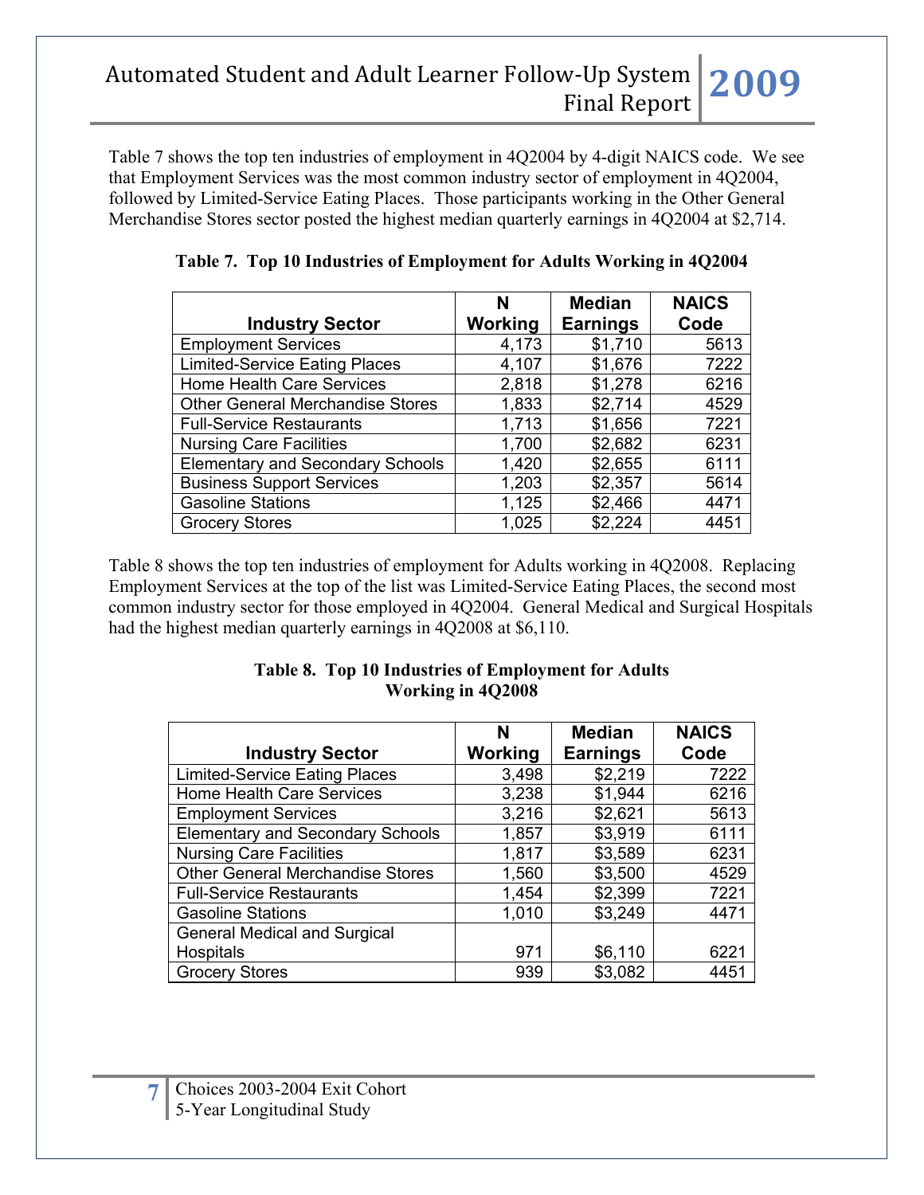Table 7 shows the top ten industries of employment in 4Q2004 by 4-digit NAICS code. We see that Employment Services was the most common industry sector of employment in 4Q2004, followed by Limited-Service Eating Places. Those participants working in the Other General Merchandise Stores sector posted the highest median quarterly earnings in 4Q2004 at $2,714.

**Table 7. Top 10 Industries of Employment for Adults Working in 4Q2004**

| Industry Sector | N Working | Median Earnings | NAICS Code |
|---|---|---|---|
| Employment Services | 4,173 | $1,710 | 5613 |
| Limited-Service Eating Places | 4,107 | $1,676 | 7222 |
| Home Health Care Services | 2,818 | $1,278 | 6216 |
| Other General Merchandise Stores | 1,833 | $2,714 | 4529 |
| Full-Service Restaurants | 1,713 | $1,656 | 7221 |
| Nursing Care Facilities | 1,700 | $2,682 | 6231 |
| Elementary and Secondary Schools | 1,420 | $2,655 | 6111 |
| Business Support Services | 1,203 | $2,357 | 5614 |
| Gasoline Stations | 1,125 | $2,466 | 4471 |
| Grocery Stores | 1,025 | $2,224 | 4451 |

Table 8 shows the top ten industries of employment for Adults working in 4Q2008. Replacing Employment Services at the top of the list was Limited-Service Eating Places, the second most common industry sector for those employed in 4Q2004. General Medical and Surgical Hospitals had the highest median quarterly earnings in 4Q2008 at $6,110.

**Table 8. Top 10 Industries of Employment for Adults Working in 4Q2008**

| Industry Sector | N Working | Median Earnings | NAICS Code |
|---|---|---|---|
| Limited-Service Eating Places | 3,498 | $2,219 | 7222 |
| Home Health Care Services | 3,238 | $1,944 | 6216 |
| Employment Services | 3,216 | $2,621 | 5613 |
| Elementary and Secondary Schools | 1,857 | $3,919 | 6111 |
| Nursing Care Facilities | 1,817 | $3,589 | 6231 |
| Other General Merchandise Stores | 1,560 | $3,500 | 4529 |
| Full-Service Restaurants | 1,454 | $2,399 | 7221 |
| Gasoline Stations | 1,010 | $3,249 | 4471 |
| General Medical and Surgical Hospitals | 971 | $6,110 | 6221 |
| Grocery Stores | 939 | $3,082 | 4451 |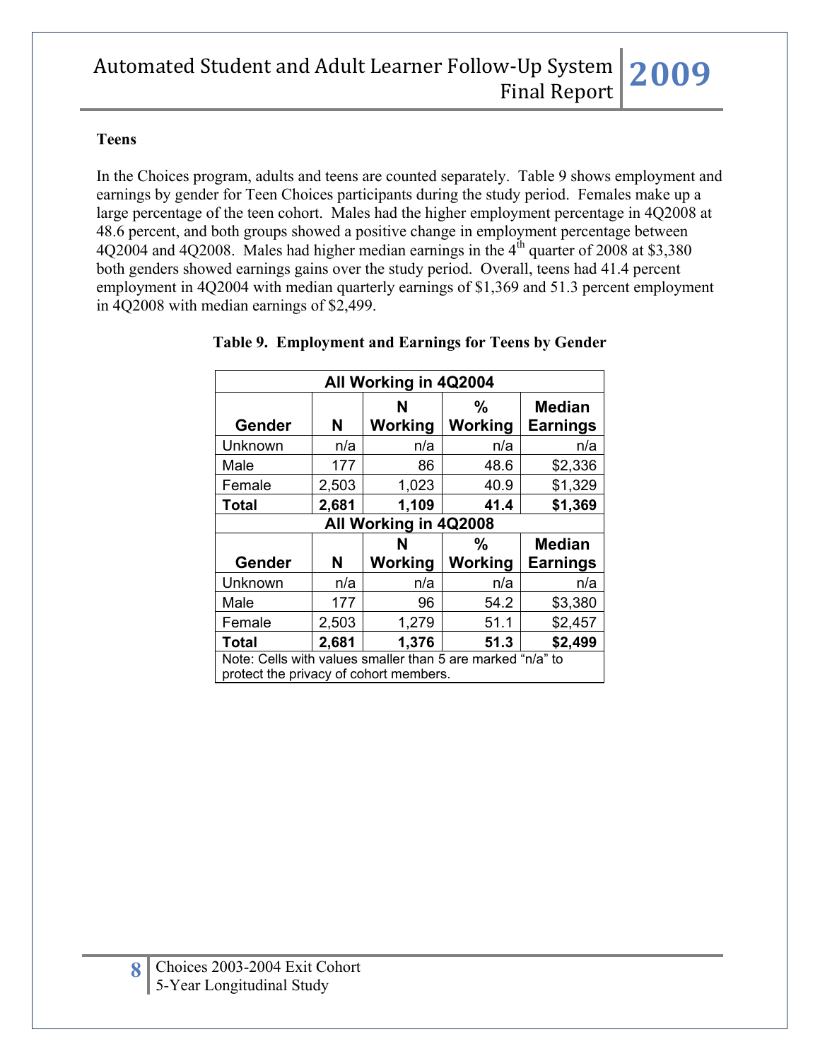**Teens**

In the Choices program, adults and teens are counted separately. Table 9 shows employment and earnings by gender for Teen Choices participants during the study period. Females make up a large percentage of the teen cohort. Males had the higher employment percentage in 4Q2008 at 48.6 percent, and both groups showed a positive change in employment percentage between 4Q2004 and 4Q2008. Males had higher median earnings in the 4th quarter of 2008 at $3,380 both genders showed earnings gains over the study period. Overall, teens had 41.4 percent employment in 4Q2004 with median quarterly earnings of $1,369 and 51.3 percent employment in 4Q2008 with median earnings of $2,499.

**Table 9. Employment and Earnings for Teens by Gender**

| All Working in 4Q2004 | | | | |
|---|---|---|---|---|
| **Gender** | **N** | **N Working** | **% Working** | **Median Earnings** |
| Unknown | n/a | n/a | n/a | n/a |
| Male | 177 | 86 | 48.6 | $2,336 |
| Female | 2,503 | 1,023 | 40.9 | $1,329 |
| **Total** | **2,681** | **1,109** | **41.4** | **$1,369** |
| **All Working in 4Q2008** | | | | |
| **Gender** | **N** | **N Working** | **% Working** | **Median Earnings** |
| Unknown | n/a | n/a | n/a | n/a |
| Male | 177 | 96 | 54.2 | $3,380 |
| Female | 2,503 | 1,279 | 51.1 | $2,457 |
| **Total** | **2,681** | **1,376** | **51.3** | **$2,499** |

Note: Cells with values smaller than 5 are marked "n/a" to protect the privacy of cohort members.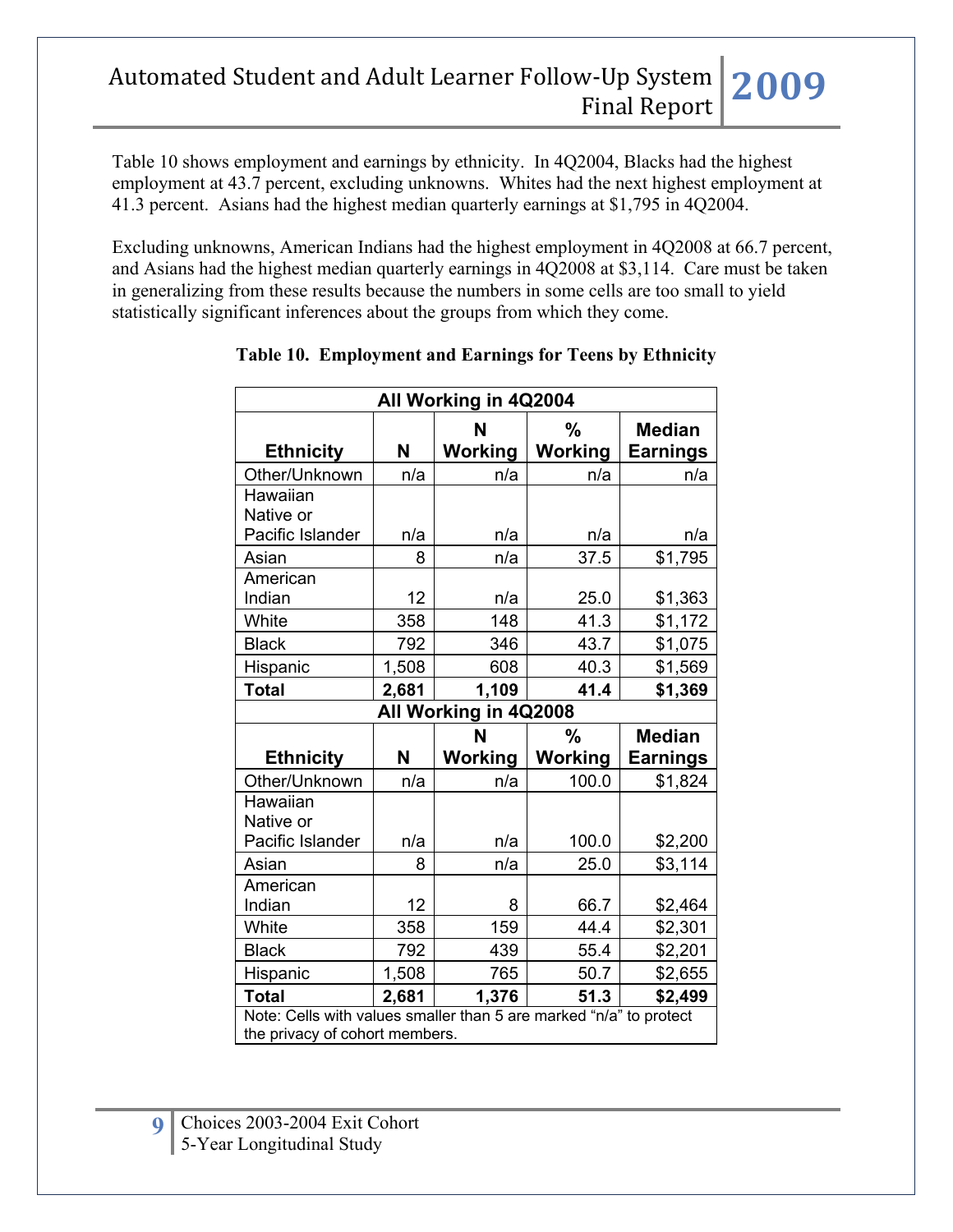Table 10 shows employment and earnings by ethnicity. In 4Q2004, Blacks had the highest employment at 43.7 percent, excluding unknowns. Whites had the next highest employment at 41.3 percent. Asians had the highest median quarterly earnings at $1,795 in 4Q2004.

Excluding unknowns, American Indians had the highest employment in 4Q2008 at 66.7 percent, and Asians had the highest median quarterly earnings in 4Q2008 at $3,114. Care must be taken in generalizing from these results because the numbers in some cells are too small to yield statistically significant inferences about the groups from which they come.

**Table 10. Employment and Earnings for Teens by Ethnicity**

| All Working in 4Q2004 | | | | |
|---|---|---|---|---|
| **Ethnicity** | **N** | **N Working** | **% Working** | **Median Earnings** |
| Other/Unknown | n/a | n/a | n/a | n/a |
| Hawaiian Native or Pacific Islander | n/a | n/a | n/a | n/a |
| Asian | 8 | n/a | 37.5 | $1,795 |
| American Indian | 12 | n/a | 25.0 | $1,363 |
| White | 358 | 148 | 41.3 | $1,172 |
| Black | 792 | 346 | 43.7 | $1,075 |
| Hispanic | 1,508 | 608 | 40.3 | $1,569 |
| **Total** | **2,681** | **1,109** | **41.4** | **$1,369** |
| **All Working in 4Q2008** | | | | |
| **Ethnicity** | **N** | **N Working** | **% Working** | **Median Earnings** |
| Other/Unknown | n/a | n/a | 100.0 | $1,824 |
| Hawaiian Native or Pacific Islander | n/a | n/a | 100.0 | $2,200 |
| Asian | 8 | n/a | 25.0 | $3,114 |
| American Indian | 12 | 8 | 66.7 | $2,464 |
| White | 358 | 159 | 44.4 | $2,301 |
| Black | 792 | 439 | 55.4 | $2,201 |
| Hispanic | 1,508 | 765 | 50.7 | $2,655 |
| **Total** | **2,681** | **1,376** | **51.3** | **$2,499** |

Note: Cells with values smaller than 5 are marked "n/a" to protect the privacy of cohort members.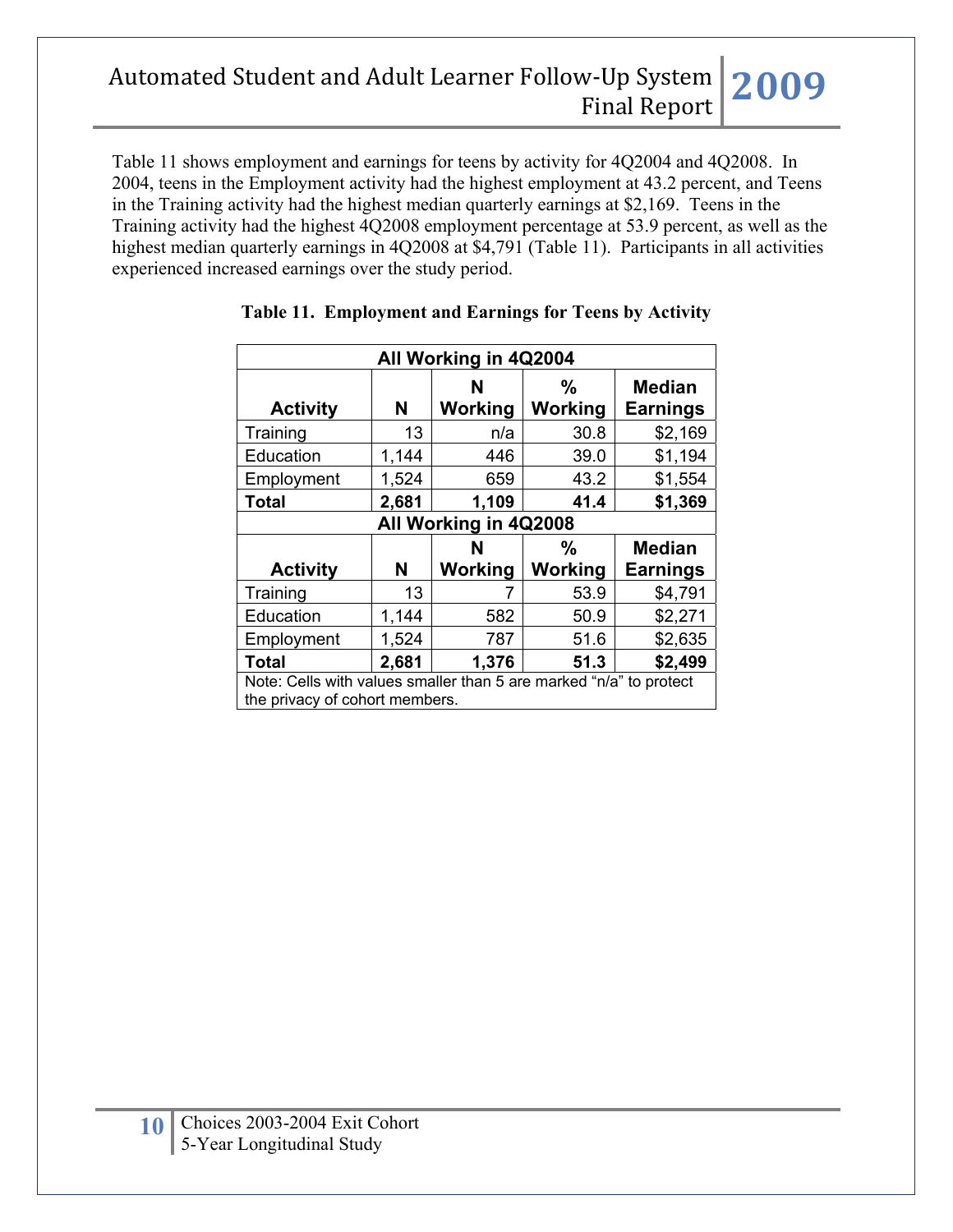Table 11 shows employment and earnings for teens by activity for 4Q2004 and 4Q2008. In 2004, teens in the Employment activity had the highest employment at 43.2 percent, and Teens in the Training activity had the highest median quarterly earnings at $2,169. Teens in the Training activity had the highest 4Q2008 employment percentage at 53.9 percent, as well as the highest median quarterly earnings in 4Q2008 at $4,791 (Table 11). Participants in all activities experienced increased earnings over the study period.

**Table 11. Employment and Earnings for Teens by Activity**

| All Working in 4Q2004 | | | | |
|---|---|---|---|---|
| **Activity** | **N** | **N Working** | **% Working** | **Median Earnings** |
| Training | 13 | n/a | 30.8 | $2,169 |
| Education | 1,144 | 446 | 39.0 | $1,194 |
| Employment | 1,524 | 659 | 43.2 | $1,554 |
| **Total** | **2,681** | **1,109** | **41.4** | **$1,369** |
| **All Working in 4Q2008** | | | | |
| **Activity** | **N** | **N Working** | **% Working** | **Median Earnings** |
| Training | 13 | 7 | 53.9 | $4,791 |
| Education | 1,144 | 582 | 50.9 | $2,271 |
| Employment | 1,524 | 787 | 51.6 | $2,635 |
| **Total** | **2,681** | **1,376** | **51.3** | **$2,499** |

Note: Cells with values smaller than 5 are marked “n/a” to protect the privacy of cohort members.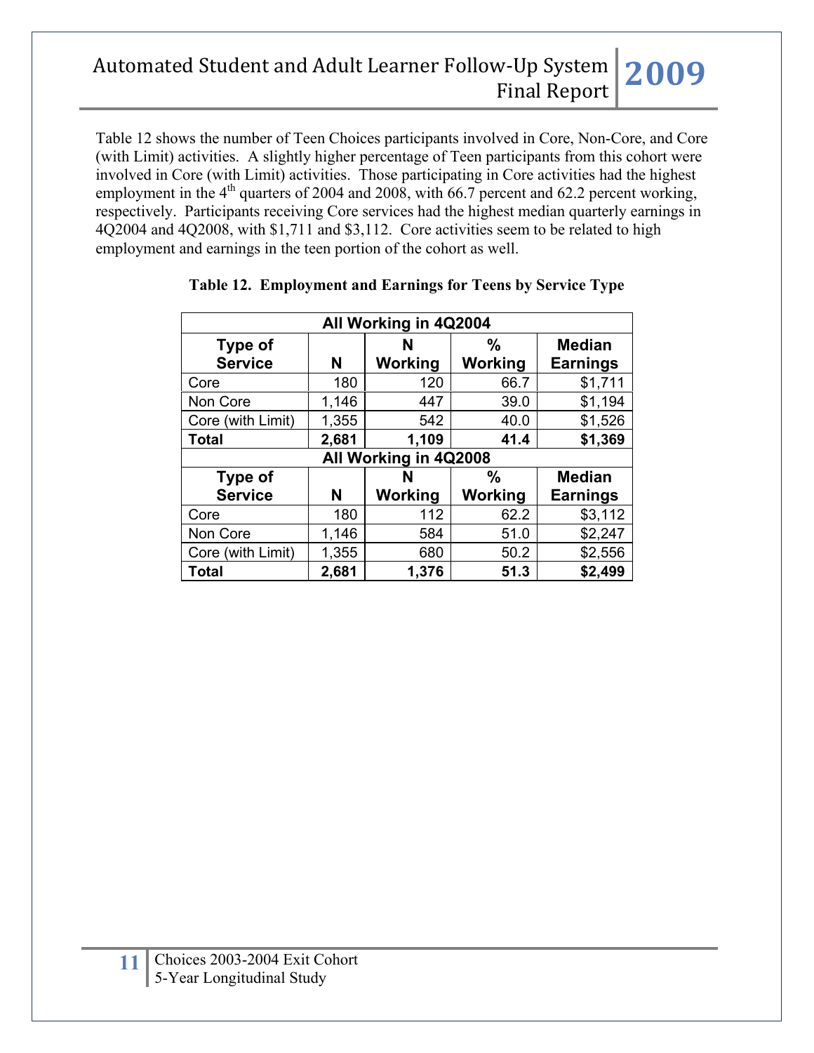Table 12 shows the number of Teen Choices participants involved in Core, Non-Core, and Core (with Limit) activities. A slightly higher percentage of Teen participants from this cohort were involved in Core (with Limit) activities. Those participating in Core activities had the highest employment in the 4th quarters of 2004 and 2008, with 66.7 percent and 62.2 percent working, respectively. Participants receiving Core services had the highest median quarterly earnings in 4Q2004 and 4Q2008, with $1,711 and $3,112. Core activities seem to be related to high employment and earnings in the teen portion of the cohort as well.

**Table 12. Employment and Earnings for Teens by Service Type**

| All Working in 4Q2004 | | | | |
|---|---|---|---|---|
| **Type of Service** | **N** | **N Working** | **% Working** | **Median Earnings** |
| Core | 180 | 120 | 66.7 | $1,711 |
| Non Core | 1,146 | 447 | 39.0 | $1,194 |
| Core (with Limit) | 1,355 | 542 | 40.0 | $1,526 |
| **Total** | **2,681** | **1,109** | **41.4** | **$1,369** |
| **All Working in 4Q2008** | | | | |
| **Type of Service** | **N** | **N Working** | **% Working** | **Median Earnings** |
| Core | 180 | 112 | 62.2 | $3,112 |
| Non Core | 1,146 | 584 | 51.0 | $2,247 |
| Core (with Limit) | 1,355 | 680 | 50.2 | $2,556 |
| **Total** | **2,681** | **1,376** | **51.3** | **$2,499** |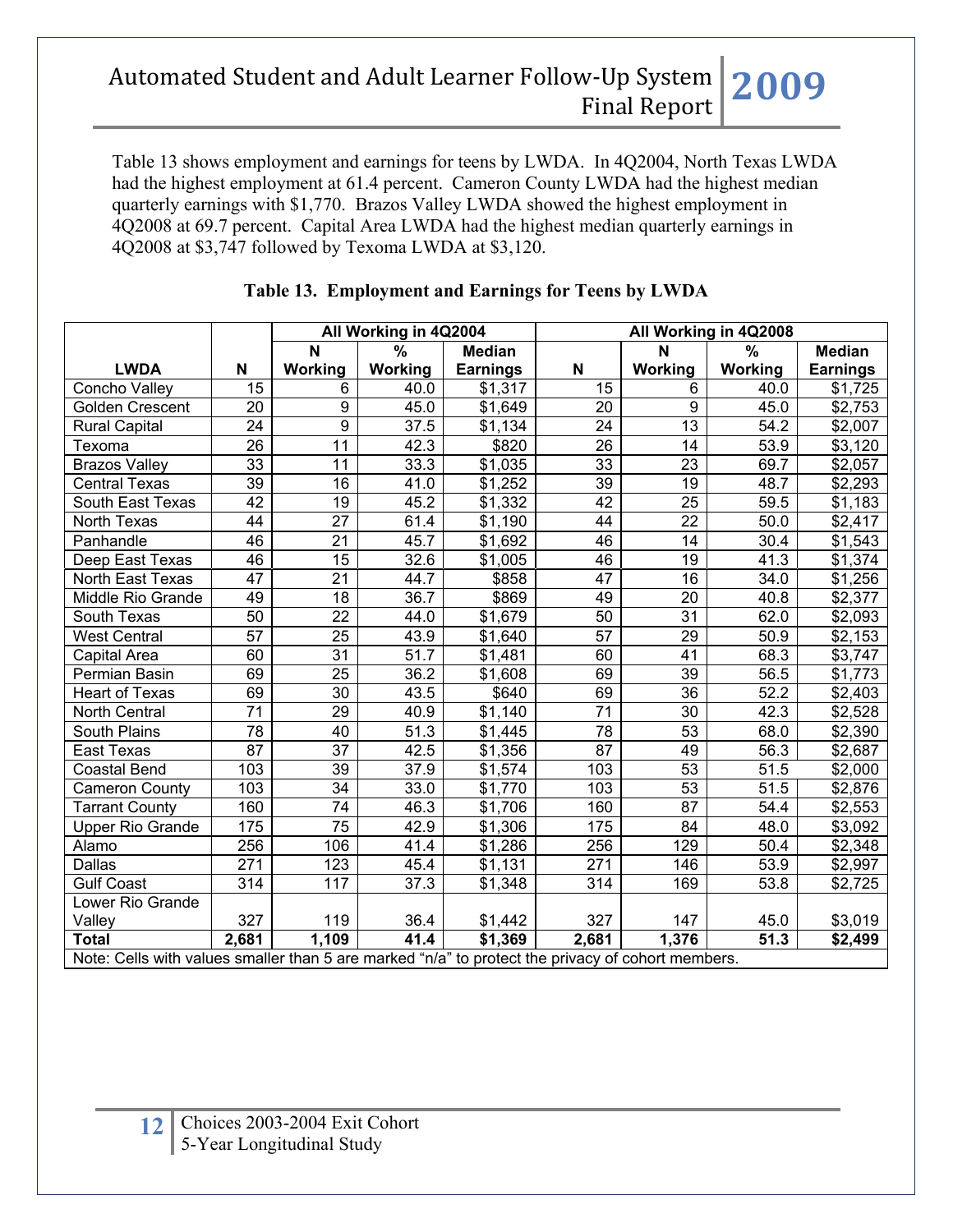Table 13 shows employment and earnings for teens by LWDA. In 4Q2004, North Texas LWDA had the highest employment at 61.4 percent. Cameron County LWDA had the highest median quarterly earnings with $1,770. Brazos Valley LWDA showed the highest employment in 4Q2008 at 69.7 percent. Capital Area LWDA had the highest median quarterly earnings in 4Q2008 at $3,747 followed by Texoma LWDA at $3,120.

**Table 13. Employment and Earnings for Teens by LWDA**

| | | All Working in 4Q2004 | | | All Working in 4Q2008 | | | |
|---|---|---|---|---|---|---|---|---|
| LWDA | N | N Working | % Working | Median Earnings | N | N Working | % Working | Median Earnings |
| Concho Valley | 15 | 6 | 40.0 | $1,317 | 15 | 6 | 40.0 | $1,725 |
| Golden Crescent | 20 | 9 | 45.0 | $1,649 | 20 | 9 | 45.0 | $2,753 |
| Rural Capital | 24 | 9 | 37.5 | $1,134 | 24 | 13 | 54.2 | $2,007 |
| Texoma | 26 | 11 | 42.3 | $820 | 26 | 14 | 53.9 | $3,120 |
| Brazos Valley | 33 | 11 | 33.3 | $1,035 | 33 | 23 | 69.7 | $2,057 |
| Central Texas | 39 | 16 | 41.0 | $1,252 | 39 | 19 | 48.7 | $2,293 |
| South East Texas | 42 | 19 | 45.2 | $1,332 | 42 | 25 | 59.5 | $1,183 |
| North Texas | 44 | 27 | 61.4 | $1,190 | 44 | 22 | 50.0 | $2,417 |
| Panhandle | 46 | 21 | 45.7 | $1,692 | 46 | 14 | 30.4 | $1,543 |
| Deep East Texas | 46 | 15 | 32.6 | $1,005 | 46 | 19 | 41.3 | $1,374 |
| North East Texas | 47 | 21 | 44.7 | $858 | 47 | 16 | 34.0 | $1,256 |
| Middle Rio Grande | 49 | 18 | 36.7 | $869 | 49 | 20 | 40.8 | $2,377 |
| South Texas | 50 | 22 | 44.0 | $1,679 | 50 | 31 | 62.0 | $2,093 |
| West Central | 57 | 25 | 43.9 | $1,640 | 57 | 29 | 50.9 | $2,153 |
| Capital Area | 60 | 31 | 51.7 | $1,481 | 60 | 41 | 68.3 | $3,747 |
| Permian Basin | 69 | 25 | 36.2 | $1,608 | 69 | 39 | 56.5 | $1,773 |
| Heart of Texas | 69 | 30 | 43.5 | $640 | 69 | 36 | 52.2 | $2,403 |
| North Central | 71 | 29 | 40.9 | $1,140 | 71 | 30 | 42.3 | $2,528 |
| South Plains | 78 | 40 | 51.3 | $1,445 | 78 | 53 | 68.0 | $2,390 |
| East Texas | 87 | 37 | 42.5 | $1,356 | 87 | 49 | 56.3 | $2,687 |
| Coastal Bend | 103 | 39 | 37.9 | $1,574 | 103 | 53 | 51.5 | $2,000 |
| Cameron County | 103 | 34 | 33.0 | $1,770 | 103 | 53 | 51.5 | $2,876 |
| Tarrant County | 160 | 74 | 46.3 | $1,706 | 160 | 87 | 54.4 | $2,553 |
| Upper Rio Grande | 175 | 75 | 42.9 | $1,306 | 175 | 84 | 48.0 | $3,092 |
| Alamo | 256 | 106 | 41.4 | $1,286 | 256 | 129 | 50.4 | $2,348 |
| Dallas | 271 | 123 | 45.4 | $1,131 | 271 | 146 | 53.9 | $2,997 |
| Gulf Coast | 314 | 117 | 37.3 | $1,348 | 314 | 169 | 53.8 | $2,725 |
| Lower Rio Grande Valley | 327 | 119 | 36.4 | $1,442 | 327 | 147 | 45.0 | $3,019 |
| **Total** | **2,681** | **1,109** | **41.4** | **$1,369** | **2,681** | **1,376** | **51.3** | **$2,499** |

Note: Cells with values smaller than 5 are marked "n/a" to protect the privacy of cohort members.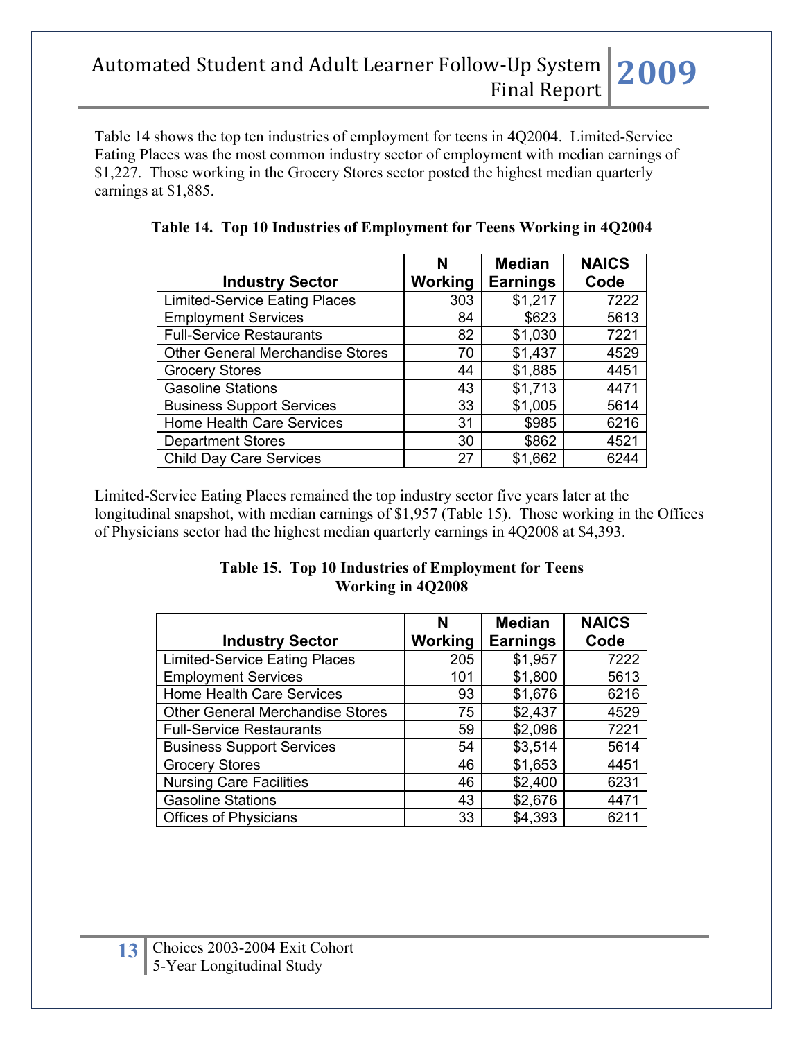Table 14 shows the top ten industries of employment for teens in 4Q2004. Limited-Service Eating Places was the most common industry sector of employment with median earnings of $1,227. Those working in the Grocery Stores sector posted the highest median quarterly earnings at $1,885.

**Table 14. Top 10 Industries of Employment for Teens Working in 4Q2004**

| Industry Sector | N Working | Median Earnings | NAICS Code |
|---|---|---|---|
| Limited-Service Eating Places | 303 | $1,217 | 7222 |
| Employment Services | 84 | $623 | 5613 |
| Full-Service Restaurants | 82 | $1,030 | 7221 |
| Other General Merchandise Stores | 70 | $1,437 | 4529 |
| Grocery Stores | 44 | $1,885 | 4451 |
| Gasoline Stations | 43 | $1,713 | 4471 |
| Business Support Services | 33 | $1,005 | 5614 |
| Home Health Care Services | 31 | $985 | 6216 |
| Department Stores | 30 | $862 | 4521 |
| Child Day Care Services | 27 | $1,662 | 6244 |

Limited-Service Eating Places remained the top industry sector five years later at the longitudinal snapshot, with median earnings of $1,957 (Table 15). Those working in the Offices of Physicians sector had the highest median quarterly earnings in 4Q2008 at $4,393.

**Table 15. Top 10 Industries of Employment for Teens Working in 4Q2008**

| Industry Sector | N Working | Median Earnings | NAICS Code |
|---|---|---|---|
| Limited-Service Eating Places | 205 | $1,957 | 7222 |
| Employment Services | 101 | $1,800 | 5613 |
| Home Health Care Services | 93 | $1,676 | 6216 |
| Other General Merchandise Stores | 75 | $2,437 | 4529 |
| Full-Service Restaurants | 59 | $2,096 | 7221 |
| Business Support Services | 54 | $3,514 | 5614 |
| Grocery Stores | 46 | $1,653 | 4451 |
| Nursing Care Facilities | 46 | $2,400 | 6231 |
| Gasoline Stations | 43 | $2,676 | 4471 |
| Offices of Physicians | 33 | $4,393 | 6211 |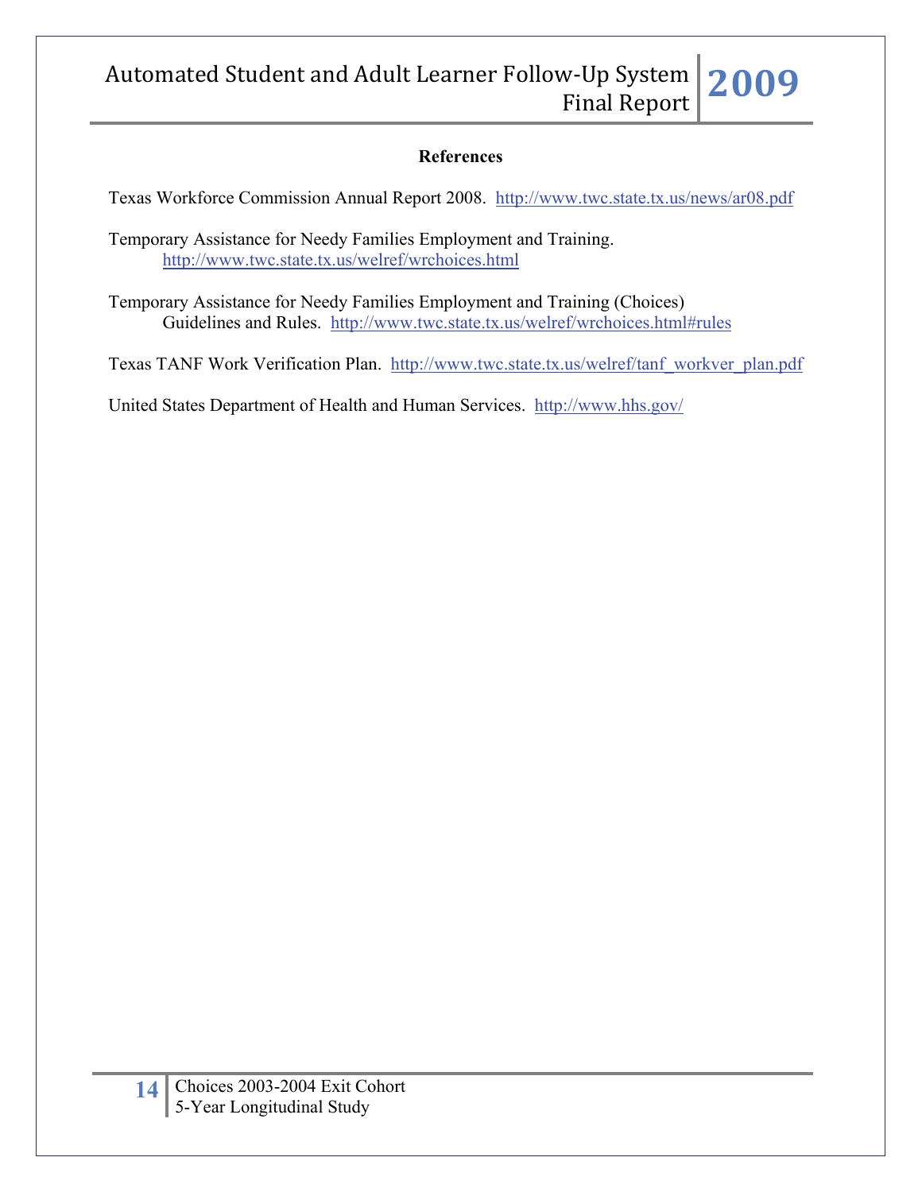## References

Texas Workforce Commission Annual Report 2008. http://www.twc.state.tx.us/news/ar08.pdf

Temporary Assistance for Needy Families Employment and Training.
http://www.twc.state.tx.us/welref/wrchoices.html

Temporary Assistance for Needy Families Employment and Training (Choices)
Guidelines and Rules. http://www.twc.state.tx.us/welref/wrchoices.html#rules

Texas TANF Work Verification Plan. http://www.twc.state.tx.us/welref/tanf_workver_plan.pdf

United States Department of Health and Human Services. http://www.hhs.gov/